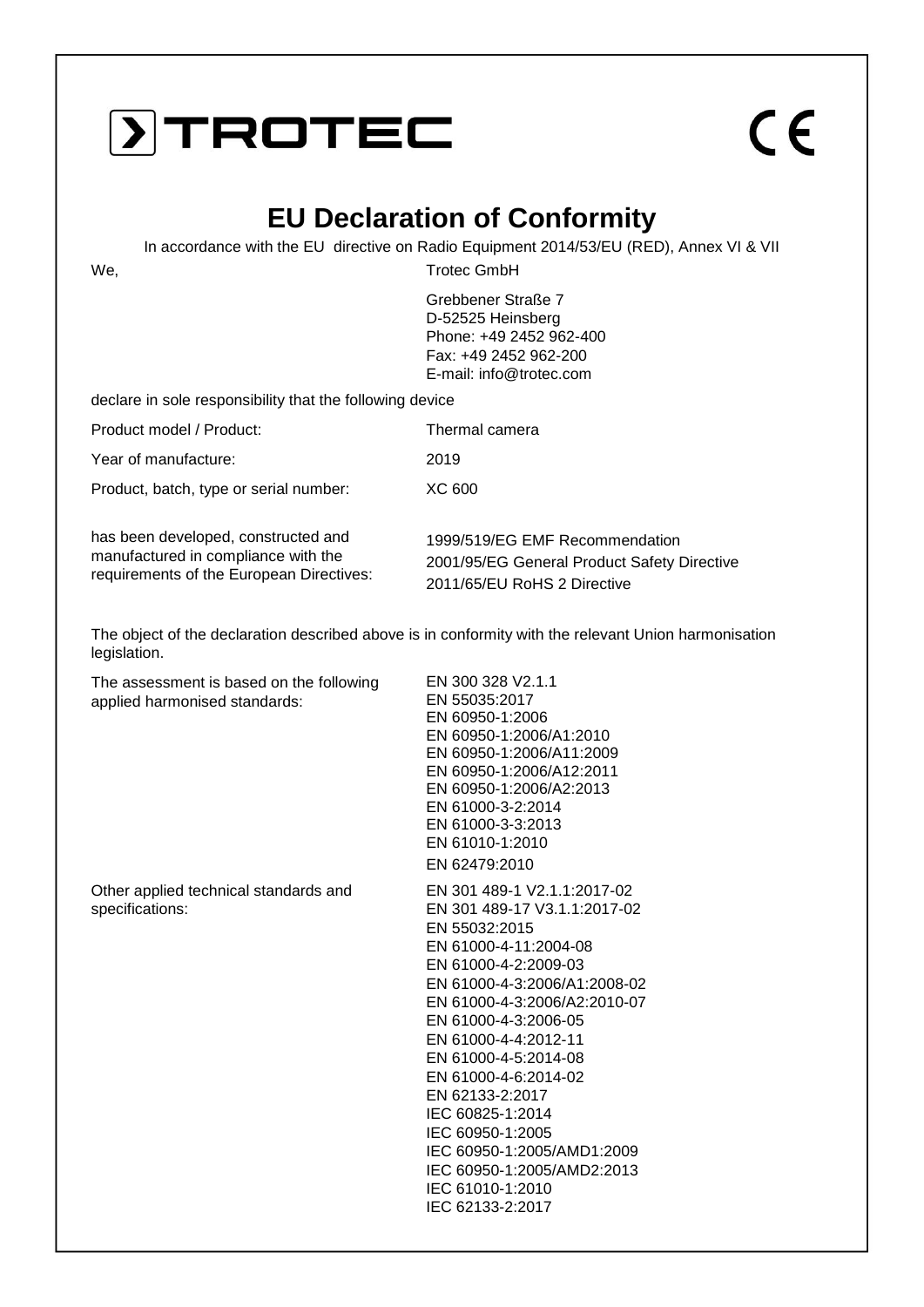TROTEC

CE

# EU Declaration of Conformity

In accordance with the EU directive on Radio Equipment 2014/53/EU (RED), Annex VI & VII

| | |
|---|---|
| We, | Trotec GmbH<br>Grebbener Straße 7<br>D-52525 Heinsberg<br>Phone: +49 2452 962-400<br>Fax: +49 2452 962-200<br>E-mail: info@trotec.com |

declare in sole responsibility that the following device

| | |
|---|---|
| Product model / Product: | Thermal camera |
| Year of manufacture: | 2019 |
| Product, batch, type or serial number: | XC 600 |
| has been developed, constructed and manufactured in compliance with the requirements of the European Directives: | 1999/519/EG EMF Recommendation<br>2001/95/EG General Product Safety Directive<br>2011/65/EU RoHS 2 Directive |

The object of the declaration described above is in conformity with the relevant Union harmonisation legislation.

| | |
|---|---|
| The assessment is based on the following applied harmonised standards: | EN 300 328 V2.1.1<br>EN 55035:2017<br>EN 60950-1:2006<br>EN 60950-1:2006/A1:2010<br>EN 60950-1:2006/A11:2009<br>EN 60950-1:2006/A12:2011<br>EN 60950-1:2006/A2:2013<br>EN 61000-3-2:2014<br>EN 61000-3-3:2013<br>EN 61010-1:2010<br>EN 62479:2010 |
| Other applied technical standards and specifications: | EN 301 489-1 V2.1.1:2017-02<br>EN 301 489-17 V3.1.1:2017-02<br>EN 55032:2015<br>EN 61000-4-11:2004-08<br>EN 61000-4-2:2009-03<br>EN 61000-4-3:2006/A1:2008-02<br>EN 61000-4-3:2006/A2:2010-07<br>EN 61000-4-3:2006-05<br>EN 61000-4-4:2012-11<br>EN 61000-4-5:2014-08<br>EN 61000-4-6:2014-02<br>EN 62133-2:2017<br>IEC 60825-1:2014<br>IEC 60950-1:2005<br>IEC 60950-1:2005/AMD1:2009<br>IEC 60950-1:2005/AMD2:2013<br>IEC 61010-1:2010<br>IEC 62133-2:2017 |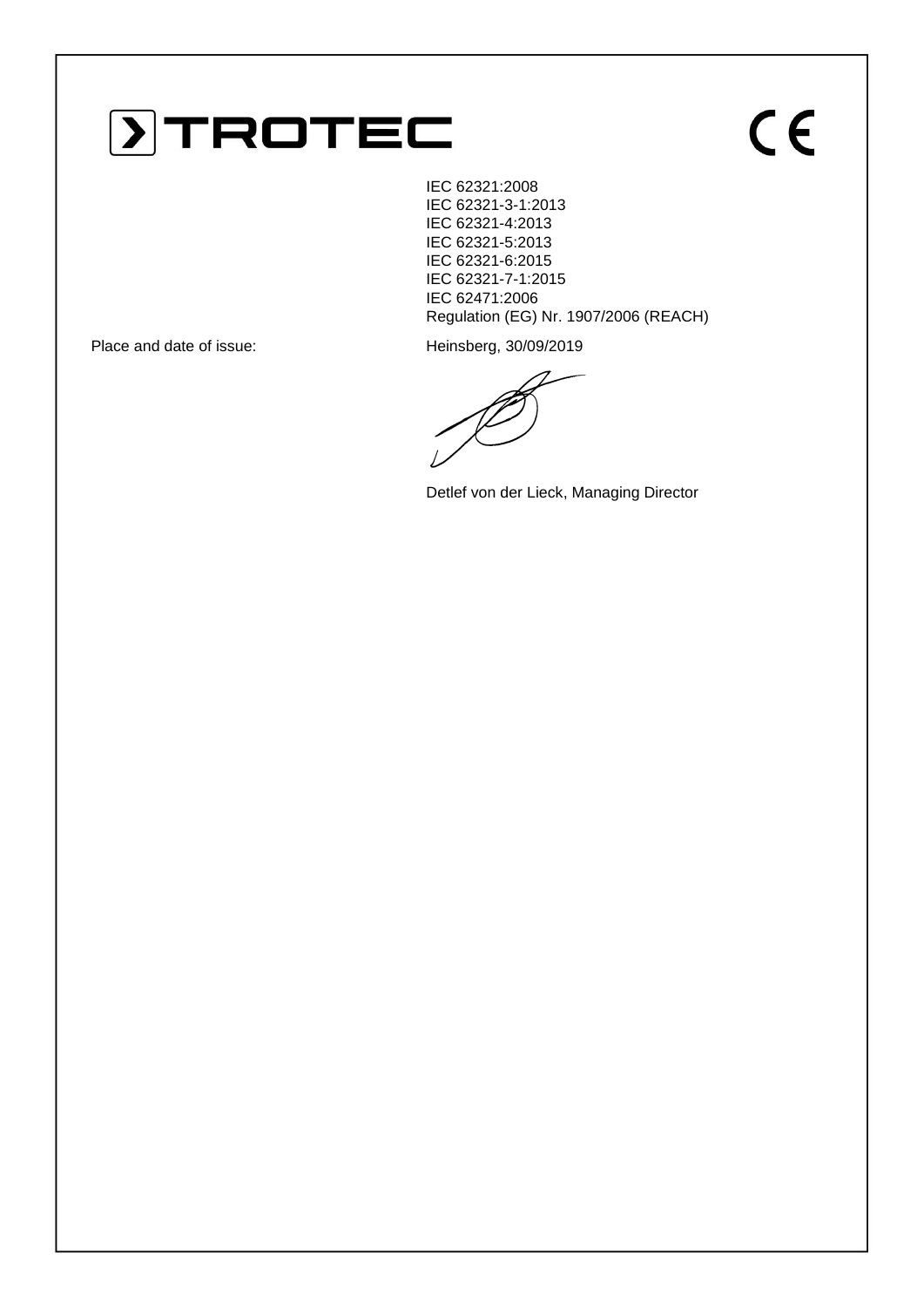TROTEC

CE

IEC 62321:2008
IEC 62321-3-1:2013
IEC 62321-4:2013
IEC 62321-5:2013
IEC 62321-6:2015
IEC 62321-7-1:2015
IEC 62471:2006
Regulation (EG) Nr. 1907/2006 (REACH)

Place and date of issue: Heinsberg, 30/09/2019

Detlef von der Lieck, Managing Director